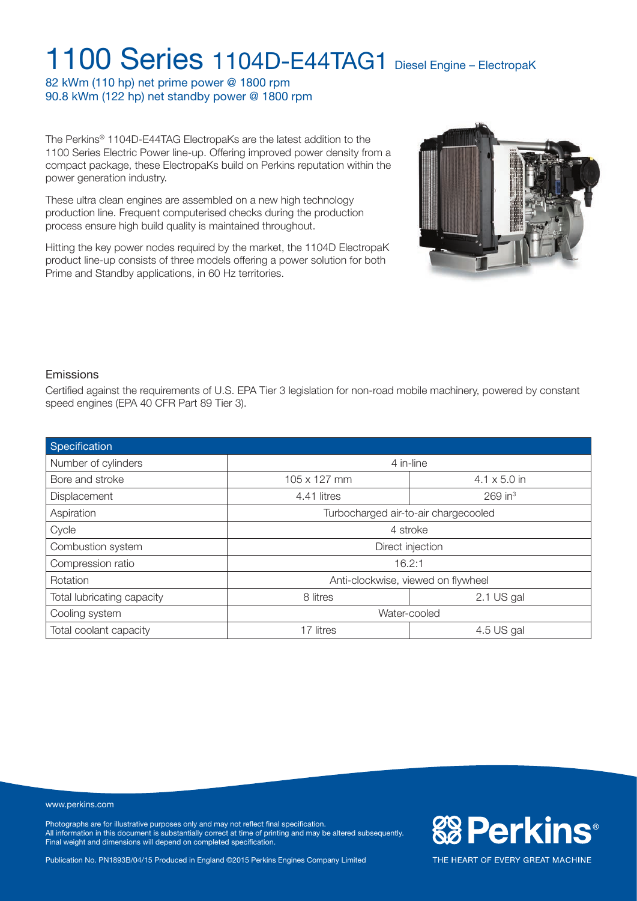# 1100 Series 1104D-E44TAG1 Diesel Engine – ElectropaK

82 kWm (110 hp) net prime power @ 1800 rpm
90.8 kWm (122 hp) net standby power @ 1800 rpm

The Perkins® 1104D-E44TAG ElectropaKs are the latest addition to the 1100 Series Electric Power line-up. Offering improved power density from a compact package, these ElectropaKs build on Perkins reputation within the power generation industry.

These ultra clean engines are assembled on a new high technology production line. Frequent computerised checks during the production process ensure high build quality is maintained throughout.

Hitting the key power nodes required by the market, the 1104D ElectropaK product line-up consists of three models offering a power solution for both Prime and Standby applications, in 60 Hz territories.

## Emissions

Certified against the requirements of U.S. EPA Tier 3 legislation for non-road mobile machinery, powered by constant speed engines (EPA 40 CFR Part 89 Tier 3).

| Specification | | |
|---|---|---|
| Number of cylinders | 4 in-line | |
| Bore and stroke | 105 x 127 mm | 4.1 x 5.0 in |
| Displacement | 4.41 litres | 269 in³ |
| Aspiration | Turbocharged air-to-air chargecooled | |
| Cycle | 4 stroke | |
| Combustion system | Direct injection | |
| Compression ratio | 16.2:1 | |
| Rotation | Anti-clockwise, viewed on flywheel | |
| Total lubricating capacity | 8 litres | 2.1 US gal |
| Cooling system | Water-cooled | |
| Total coolant capacity | 17 litres | 4.5 US gal |

www.perkins.com

Photographs are for illustrative purposes only and may not reflect final specification.
All information in this document is substantially correct at time of printing and may be altered subsequently.
Final weight and dimensions will depend on completed specification.

Publication No. PN1893B/04/15 Produced in England ©2015 Perkins Engines Company Limited

Perkins® THE HEART OF EVERY GREAT MACHINE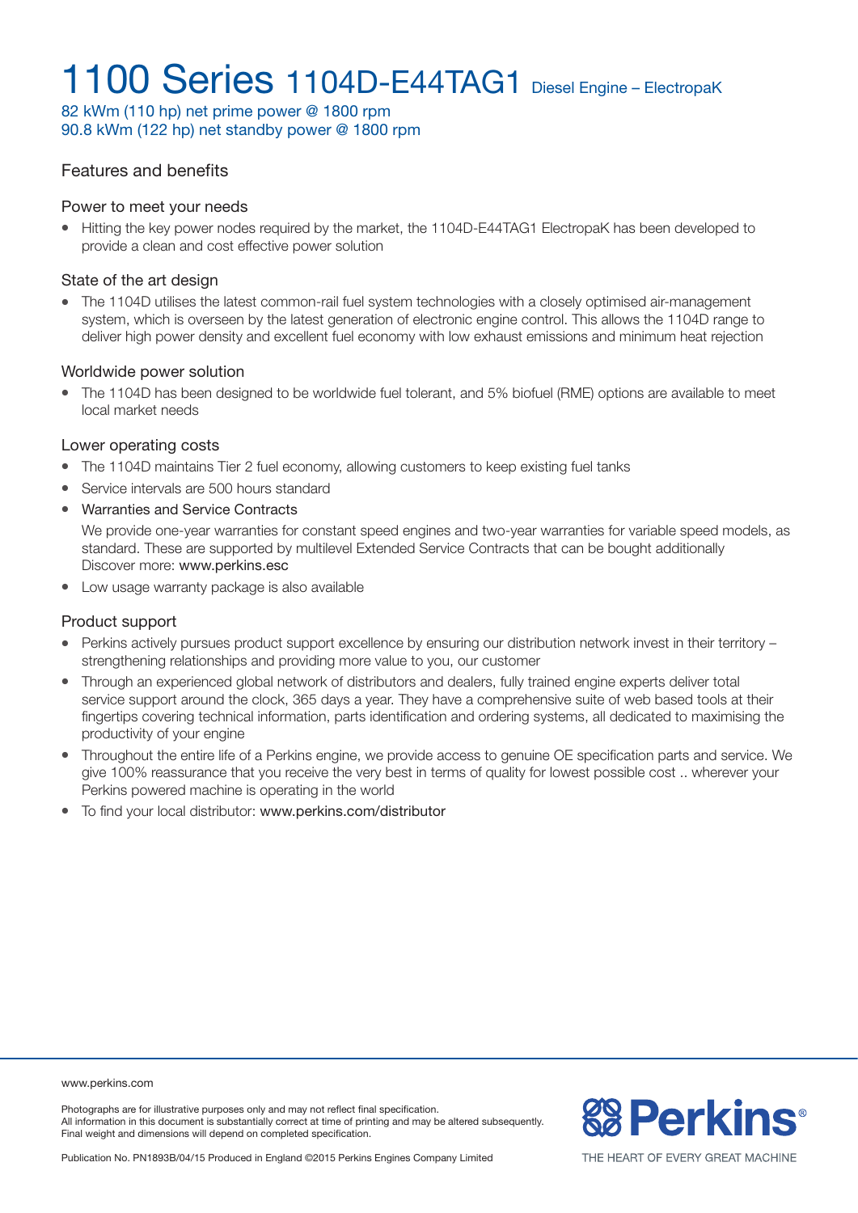# 1100 Series 1104D-E44TAG1 Diesel Engine – ElectropaK

82 kWm (110 hp) net prime power @ 1800 rpm
90.8 kWm (122 hp) net standby power @ 1800 rpm

## Features and benefits

### Power to meet your needs

- Hitting the key power nodes required by the market, the 1104D-E44TAG1 ElectropaK has been developed to provide a clean and cost effective power solution

### State of the art design

- The 1104D utilises the latest common-rail fuel system technologies with a closely optimised air-management system, which is overseen by the latest generation of electronic engine control. This allows the 1104D range to deliver high power density and excellent fuel economy with low exhaust emissions and minimum heat rejection

### Worldwide power solution

- The 1104D has been designed to be worldwide fuel tolerant, and 5% biofuel (RME) options are available to meet local market needs

### Lower operating costs

- The 1104D maintains Tier 2 fuel economy, allowing customers to keep existing fuel tanks
- Service intervals are 500 hours standard
- Warranties and Service Contracts

  We provide one-year warranties for constant speed engines and two-year warranties for variable speed models, as standard. These are supported by multilevel Extended Service Contracts that can be bought additionally Discover more: www.perkins.esc
- Low usage warranty package is also available

### Product support

- Perkins actively pursues product support excellence by ensuring our distribution network invest in their territory – strengthening relationships and providing more value to you, our customer
- Through an experienced global network of distributors and dealers, fully trained engine experts deliver total service support around the clock, 365 days a year. They have a comprehensive suite of web based tools at their fingertips covering technical information, parts identification and ordering systems, all dedicated to maximising the productivity of your engine
- Throughout the entire life of a Perkins engine, we provide access to genuine OE specification parts and service. We give 100% reassurance that you receive the very best in terms of quality for lowest possible cost .. wherever your Perkins powered machine is operating in the world
- To find your local distributor: www.perkins.com/distributor

www.perkins.com

Photographs are for illustrative purposes only and may not reflect final specification.
All information in this document is substantially correct at time of printing and may be altered subsequently.
Final weight and dimensions will depend on completed specification.

Publication No. PN1893B/04/15 Produced in England ©2015 Perkins Engines Company Limited

Perkins® THE HEART OF EVERY GREAT MACHINE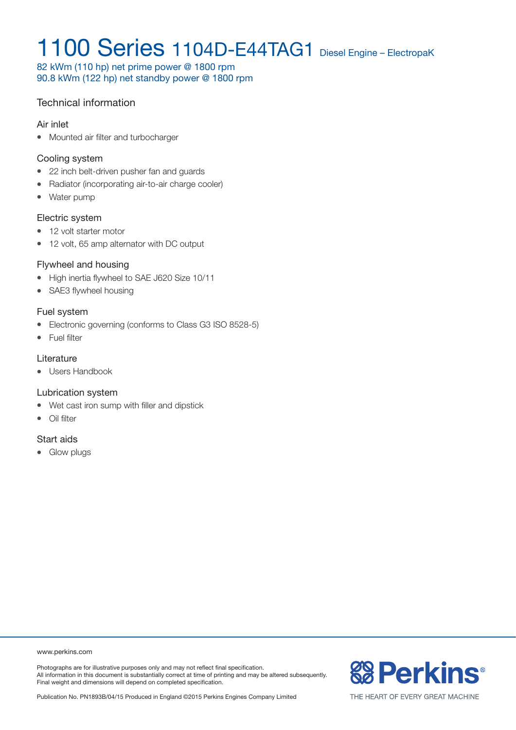# 1100 Series 1104D-E44TAG1 Diesel Engine – ElectropaK

82 kWm (110 hp) net prime power @ 1800 rpm
90.8 kWm (122 hp) net standby power @ 1800 rpm

## Technical information

### Air inlet

- Mounted air filter and turbocharger

### Cooling system

- 22 inch belt-driven pusher fan and guards
- Radiator (incorporating air-to-air charge cooler)
- Water pump

### Electric system

- 12 volt starter motor
- 12 volt, 65 amp alternator with DC output

### Flywheel and housing

- High inertia flywheel to SAE J620 Size 10/11
- SAE3 flywheel housing

### Fuel system

- Electronic governing (conforms to Class G3 ISO 8528-5)
- Fuel filter

### Literature

- Users Handbook

### Lubrication system

- Wet cast iron sump with filler and dipstick
- Oil filter

### Start aids

- Glow plugs

www.perkins.com

Photographs are for illustrative purposes only and may not reflect final specification.
All information in this document is substantially correct at time of printing and may be altered subsequently.
Final weight and dimensions will depend on completed specification.

Publication No. PN1893B/04/15 Produced in England ©2015 Perkins Engines Company Limited

Perkins®

THE HEART OF EVERY GREAT MACHINE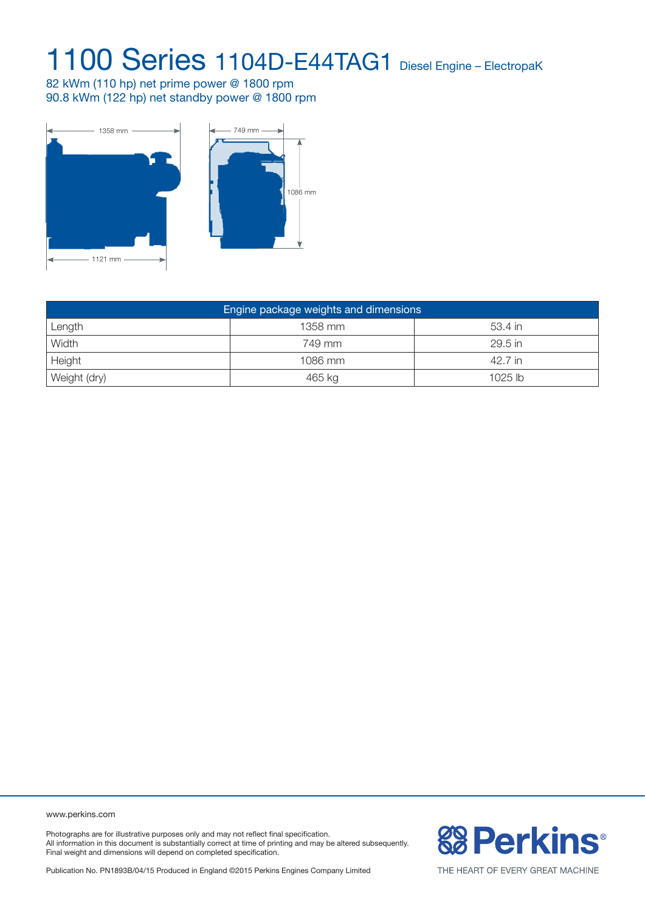# 1100 Series 1104D-E44TAG1 Diesel Engine – ElectropaK

82 kWm (110 hp) net prime power @ 1800 rpm
90.8 kWm (122 hp) net standby power @ 1800 rpm

1358 mm

749 mm

1086 mm

1121 mm

| Engine package weights and dimensions | | |
|---|---|---|
| Length | 1358 mm | 53.4 in |
| Width | 749 mm | 29.5 in |
| Height | 1086 mm | 42.7 in |
| Weight (dry) | 465 kg | 1025 lb |

www.perkins.com

Photographs are for illustrative purposes only and may not reflect final specification.
All information in this document is substantially correct at time of printing and may be altered subsequently.
Final weight and dimensions will depend on completed specification.

Publication No. PN1893B/04/15 Produced in England ©2015 Perkins Engines Company Limited

Perkins®

THE HEART OF EVERY GREAT MACHINE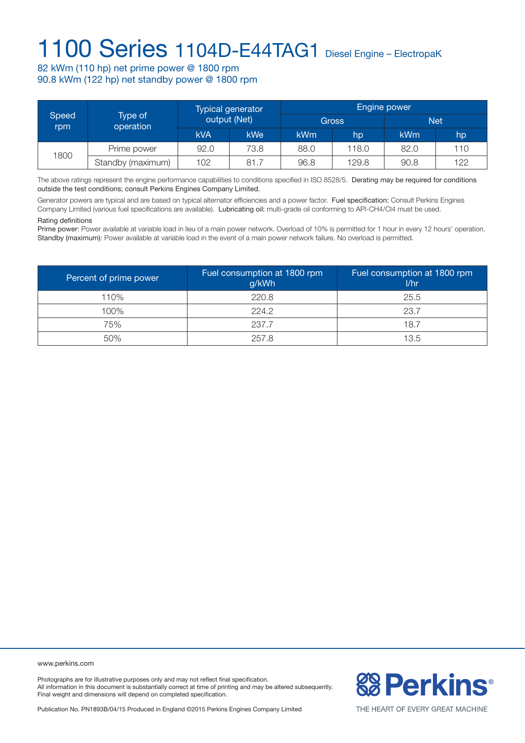# 1100 Series 1104D-E44TAG1 Diesel Engine – ElectropaK

82 kWm (110 hp) net prime power @ 1800 rpm
90.8 kWm (122 hp) net standby power @ 1800 rpm

| Speed rpm | Type of operation | Typical generator output (Net) | | Engine power | | | |
|---|---|---|---|---|---|---|---|
| | | | | Gross | | Net | |
| | | kVA | kWe | kWm | hp | kWm | hp |
| 1800 | Prime power | 92.0 | 73.8 | 88.0 | 118.0 | 82.0 | 110 |
| | Standby (maximum) | 102 | 81.7 | 96.8 | 129.8 | 90.8 | 122 |

The above ratings represent the engine performance capabilities to conditions specified in ISO 8528/5. Derating may be required for conditions outside the test conditions; consult Perkins Engines Company Limited.

Generator powers are typical and are based on typical alternator efficiencies and a power factor. Fuel specification: Consult Perkins Engines Company Limited (various fuel specifications are available). Lubricating oil: multi-grade oil conforming to API-CH4/CI4 must be used.

Rating definitions

Prime power: Power available at variable load in lieu of a main power network. Overload of 10% is permitted for 1 hour in every 12 hours' operation.
Standby (maximum): Power available at variable load in the event of a main power network failure. No overload is permitted.

| Percent of prime power | Fuel consumption at 1800 rpm g/kWh | Fuel consumption at 1800 rpm l/hr |
|---|---|---|
| 110% | 220.8 | 25.5 |
| 100% | 224.2 | 23.7 |
| 75% | 237.7 | 18.7 |
| 50% | 257.8 | 13.5 |

www.perkins.com

Photographs are for illustrative purposes only and may not reflect final specification.
All information in this document is substantially correct at time of printing and may be altered subsequently.
Final weight and dimensions will depend on completed specification.

Publication No. PN1893B/04/15 Produced in England ©2015 Perkins Engines Company Limited

Perkins®

THE HEART OF EVERY GREAT MACHINE